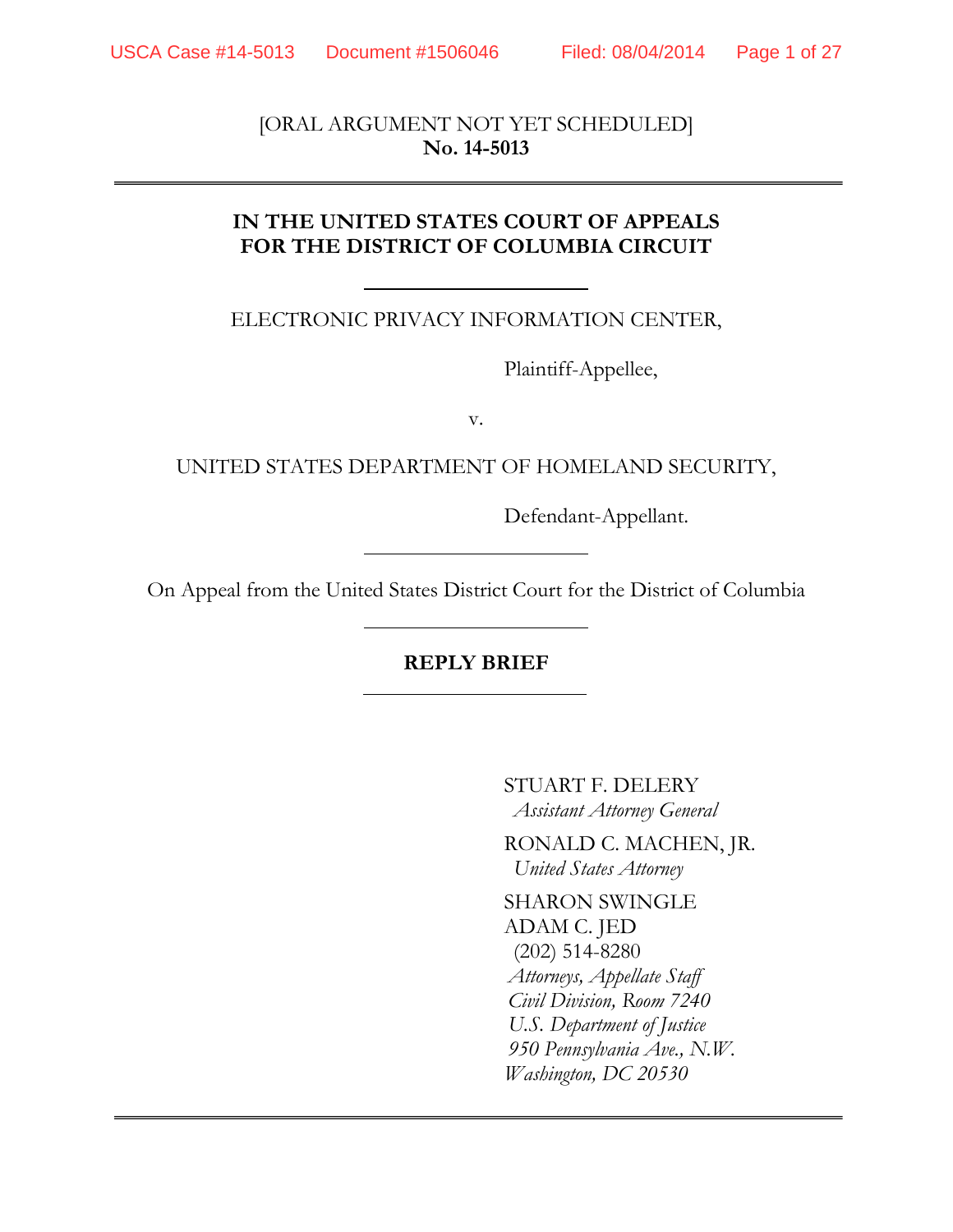[ORAL ARGUMENT NOT YET SCHEDULED]
**No. 14-5013**

---

**IN THE UNITED STATES COURT OF APPEALS**
**FOR THE DISTRICT OF COLUMBIA CIRCUIT**

---

ELECTRONIC PRIVACY INFORMATION CENTER,

Plaintiff-Appellee,

v.

UNITED STATES DEPARTMENT OF HOMELAND SECURITY,

Defendant-Appellant.

---

On Appeal from the United States District Court for the District of Columbia

---

**REPLY BRIEF**

---

STUART F. DELERY
*Assistant Attorney General*

RONALD C. MACHEN, JR.
*United States Attorney*

SHARON SWINGLE
ADAM C. JED
(202) 514-8280
*Attorneys, Appellate Staff*
*Civil Division, Room 7240*
*U.S. Department of Justice*
*950 Pennsylvania Ave., N.W.*
*Washington, DC 20530*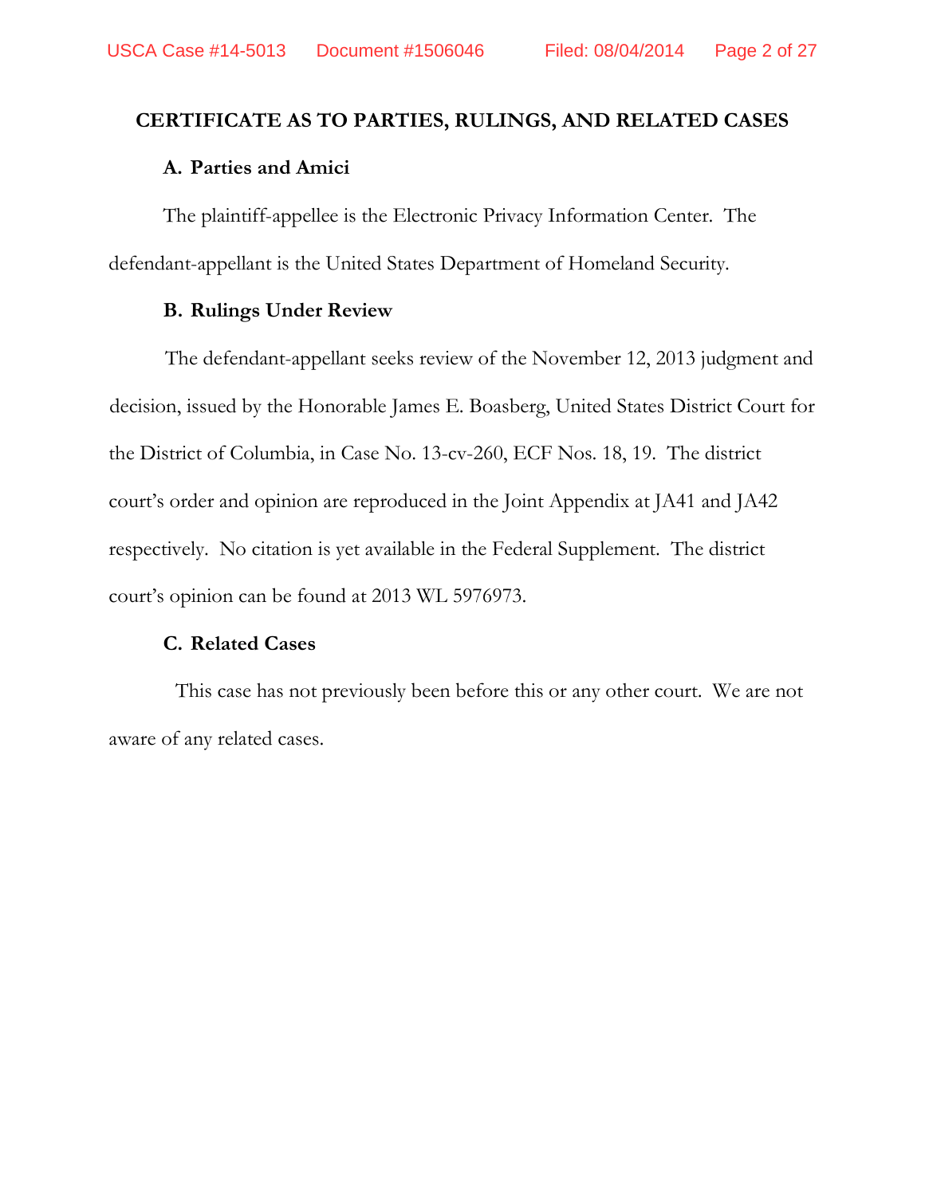## CERTIFICATE AS TO PARTIES, RULINGS, AND RELATED CASES

### A. Parties and Amici

The plaintiff-appellee is the Electronic Privacy Information Center. The defendant-appellant is the United States Department of Homeland Security.

### B. Rulings Under Review

The defendant-appellant seeks review of the November 12, 2013 judgment and decision, issued by the Honorable James E. Boasberg, United States District Court for the District of Columbia, in Case No. 13-cv-260, ECF Nos. 18, 19. The district court's order and opinion are reproduced in the Joint Appendix at JA41 and JA42 respectively. No citation is yet available in the Federal Supplement. The district court's opinion can be found at 2013 WL 5976973.

### C. Related Cases

This case has not previously been before this or any other court. We are not aware of any related cases.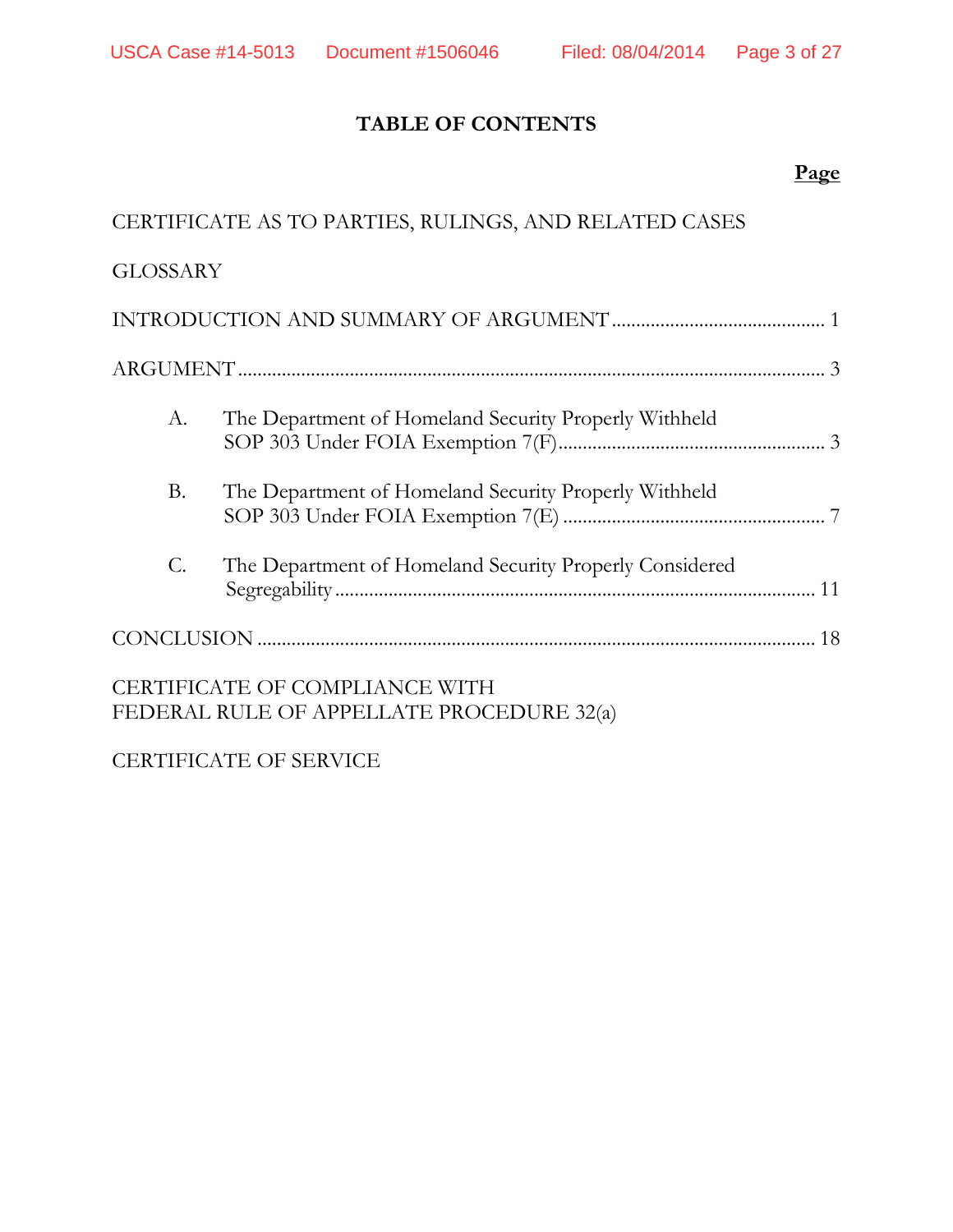# TABLE OF CONTENTS

**Page**

CERTIFICATE AS TO PARTIES, RULINGS, AND RELATED CASES

GLOSSARY

INTRODUCTION AND SUMMARY OF ARGUMENT .......................................... 1

ARGUMENT ....................................................................................................... 3

A. The Department of Homeland Security Properly Withheld SOP 303 Under FOIA Exemption 7(F) ...................................................... 3

B. The Department of Homeland Security Properly Withheld SOP 303 Under FOIA Exemption 7(E) ..................................................... 7

C. The Department of Homeland Security Properly Considered Segregability ................................................................................... 11

CONCLUSION ................................................................................................. 18

CERTIFICATE OF COMPLIANCE WITH FEDERAL RULE OF APPELLATE PROCEDURE 32(a)

CERTIFICATE OF SERVICE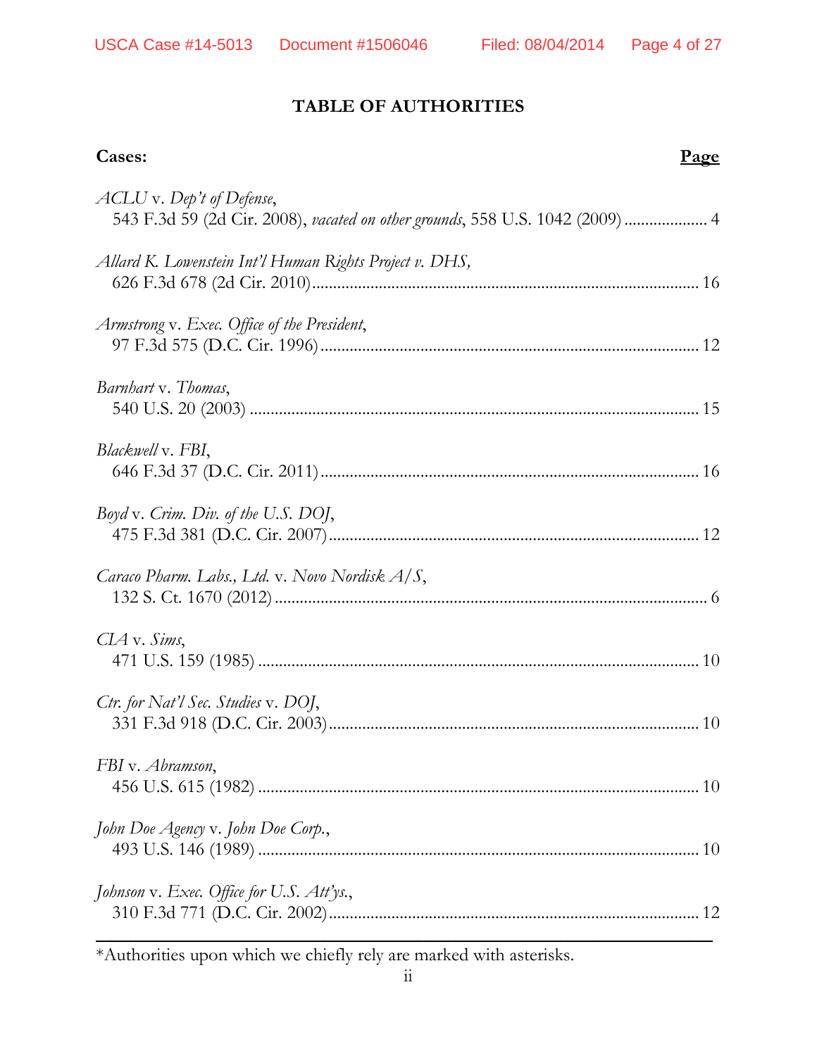# TABLE OF AUTHORITIES

**Cases:** **Page**

*ACLU* v. *Dep't of Defense*,
543 F.3d 59 (2d Cir. 2008), *vacated on other grounds*, 558 U.S. 1042 (2009) .................... 4

*Allard K. Lowenstein Int'l Human Rights Project v. DHS,*
626 F.3d 678 (2d Cir. 2010)........................................................................................... 16

*Armstrong* v. *Exec. Office of the President*,
97 F.3d 575 (D.C. Cir. 1996)......................................................................................... 12

*Barnhart* v. *Thomas*,
540 U.S. 20 (2003) .......................................................................................................... 15

*Blackwell* v. *FBI*,
646 F.3d 37 (D.C. Cir. 2011)......................................................................................... 16

*Boyd* v. *Crim. Div. of the U.S. DOJ*,
475 F.3d 381 (D.C. Cir. 2007)....................................................................................... 12

*Caraco Pharm. Labs., Ltd.* v. *Novo Nordisk A/S*,
132 S. Ct. 1670 (2012) ...................................................................................................... 6

*CIA* v. *Sims*,
471 U.S. 159 (1985) ........................................................................................................ 10

*Ctr. for Nat'l Sec. Studies* v. *DOJ*,
331 F.3d 918 (D.C. Cir. 2003)....................................................................................... 10

*FBI* v. *Abramson*,
456 U.S. 615 (1982) ........................................................................................................ 10

*John Doe Agency* v. *John Doe Corp.*,
493 U.S. 146 (1989) ........................................................................................................ 10

*Johnson* v. *Exec. Office for U.S. Att'ys.*,
310 F.3d 771 (D.C. Cir. 2002)....................................................................................... 12

---

*Authorities upon which we chiefly rely are marked with asterisks.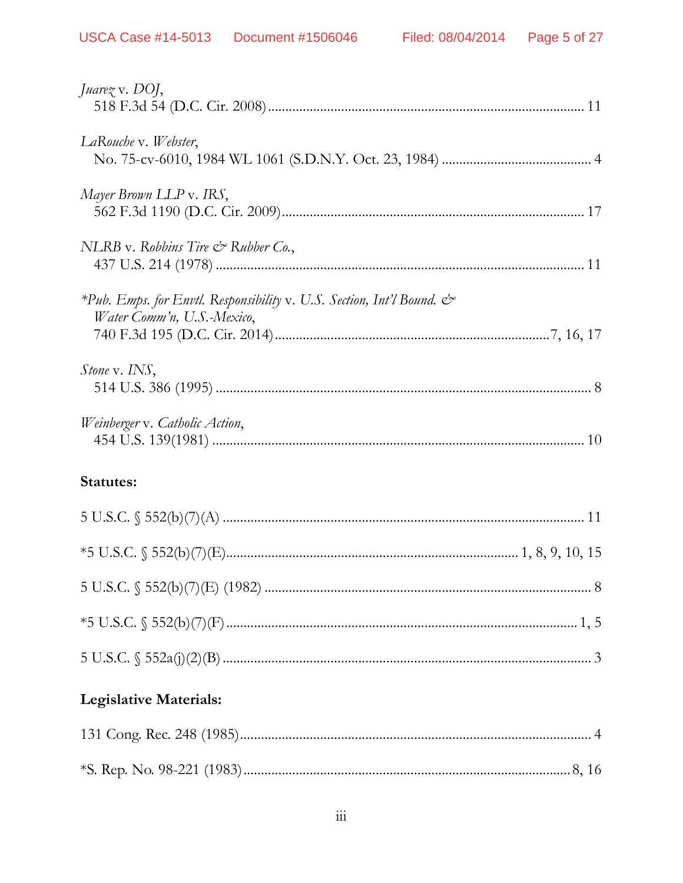*Juarez* v. *DOJ*,
518 F.3d 54 (D.C. Cir. 2008) ........................................................................................ 11

*LaRouche* v. *Webster*,
No. 75-cv-6010, 1984 WL 1061 (S.D.N.Y. Oct. 23, 1984) .......................................... 4

*Mayer Brown LLP* v. *IRS*,
562 F.3d 1190 (D.C. Cir. 2009)...................................................................................... 17

*NLRB* v. *Robbins Tire & Rubber Co.*,
437 U.S. 214 (1978) ........................................................................................................ 11

\**Pub. Emps. for Envtl. Responsibility* v. *U.S. Section, Int'l Bound. & Water Comm'n, U.S.-Mexico*,
740 F.3d 195 (D.C. Cir. 2014)..............................................................................7, 16, 17

*Stone* v. *INS*,
514 U.S. 386 (1995) .......................................................................................................... 8

*Weinberger* v. *Catholic Action*,
454 U.S. 139(1981) ......................................................................................................... 10

**Statutes:**

5 U.S.C. § 552(b)(7)(A) ...................................................................................................... 11

*5 U.S.C. § 552(b)(7)(E)..................................................................................... 1, 8, 9, 10, 15

5 U.S.C. § 552(b)(7)(E) (1982) ............................................................................................ 8

*5 U.S.C. § 552(b)(7)(F)................................................................................................... 1, 5

5 U.S.C. § 552a(j)(2)(B) ....................................................................................................... 3

**Legislative Materials:**

131 Cong. Rec. 248 (1985).................................................................................................... 4

*S. Rep. No. 98-221 (1983)............................................................................................. 8, 16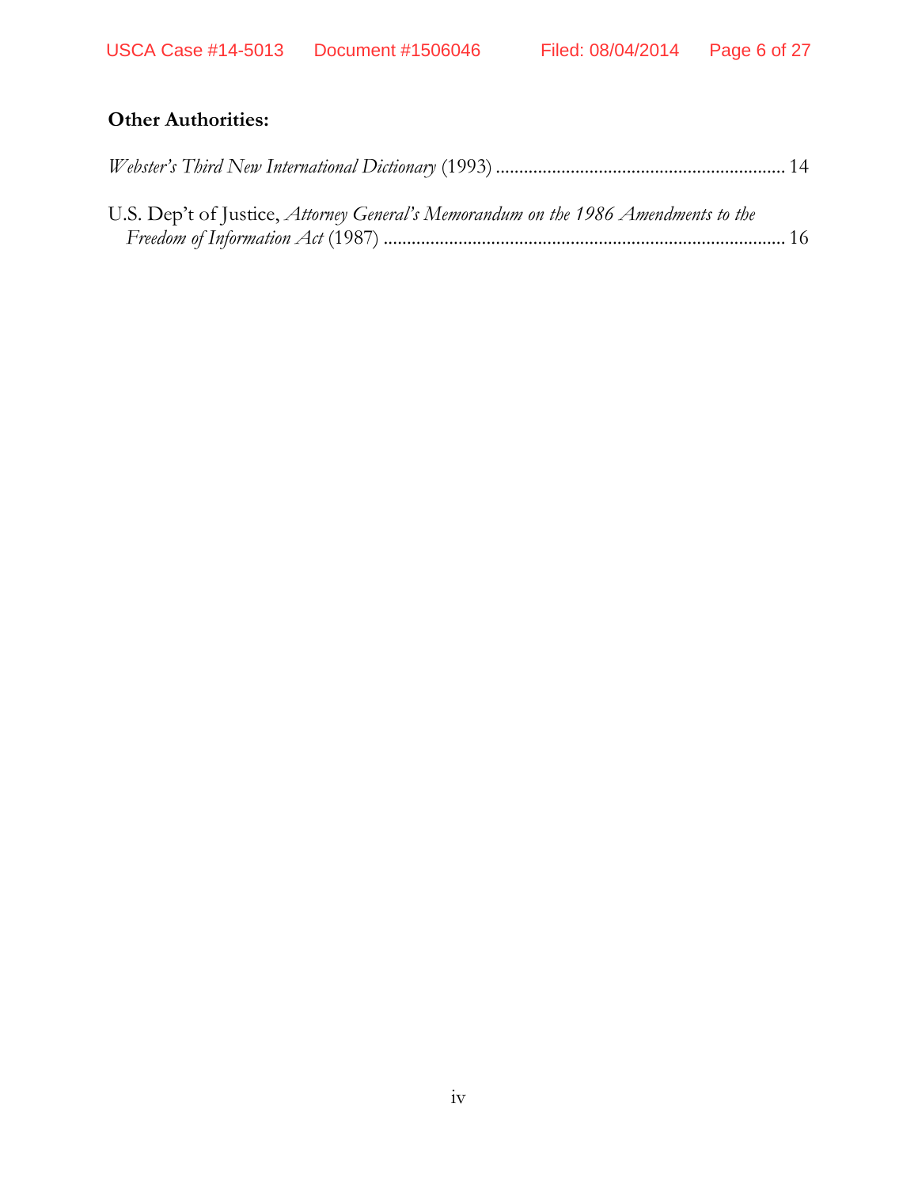**Other Authorities:**

*Webster's Third New International Dictionary* (1993) ............................................................. 14

U.S. Dep't of Justice, *Attorney General's Memorandum on the 1986 Amendments to the Freedom of Information Act* (1987) .................................................................................... 16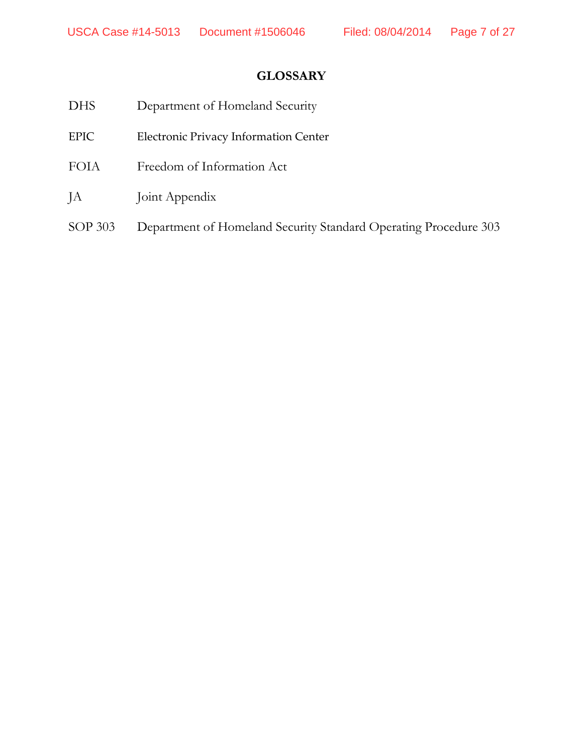# GLOSSARY

| | |
|---|---|
| DHS | Department of Homeland Security |
| EPIC | Electronic Privacy Information Center |
| FOIA | Freedom of Information Act |
| JA | Joint Appendix |
| SOP 303 | Department of Homeland Security Standard Operating Procedure 303 |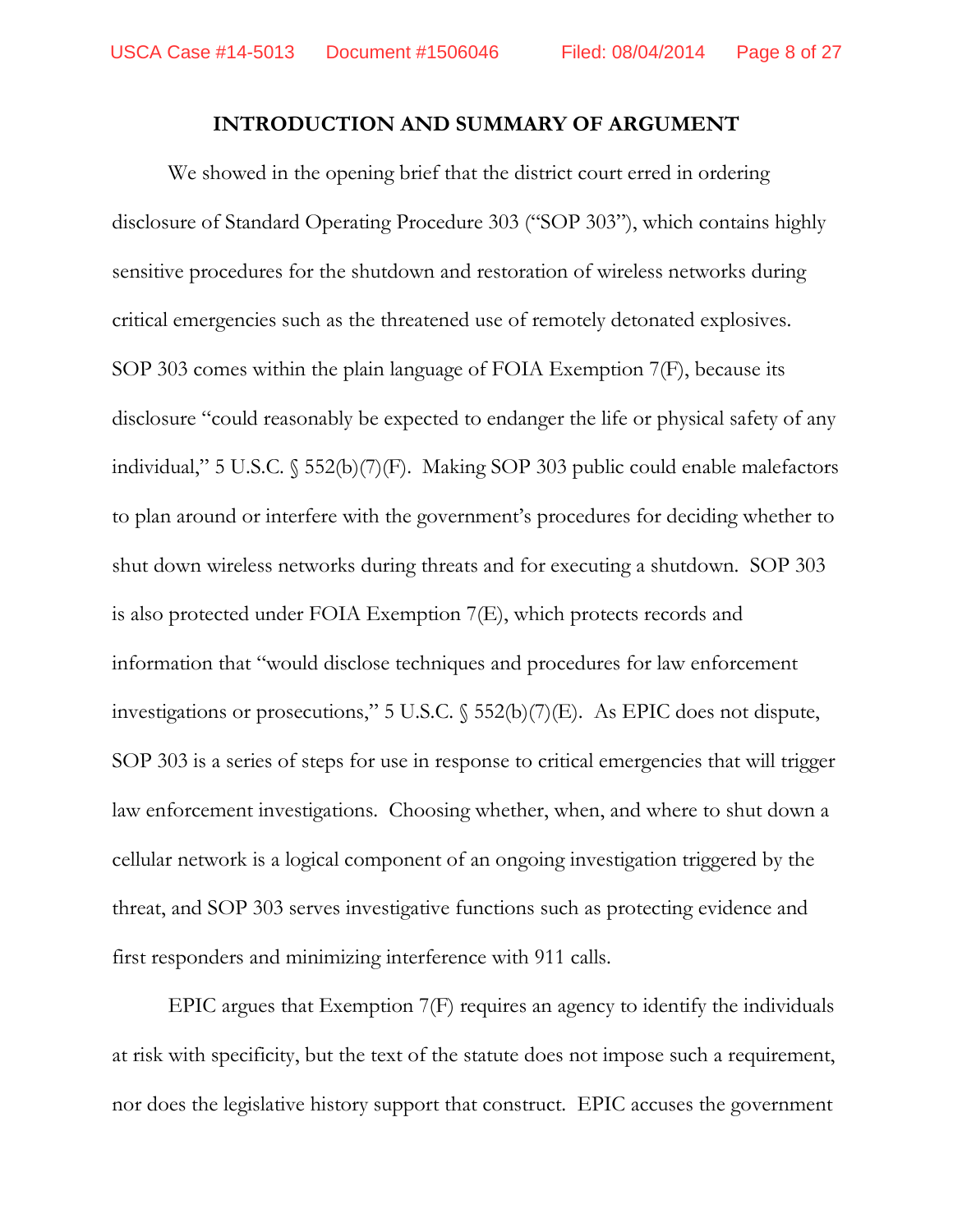## INTRODUCTION AND SUMMARY OF ARGUMENT

We showed in the opening brief that the district court erred in ordering disclosure of Standard Operating Procedure 303 ("SOP 303"), which contains highly sensitive procedures for the shutdown and restoration of wireless networks during critical emergencies such as the threatened use of remotely detonated explosives. SOP 303 comes within the plain language of FOIA Exemption 7(F), because its disclosure "could reasonably be expected to endanger the life or physical safety of any individual," 5 U.S.C. § 552(b)(7)(F). Making SOP 303 public could enable malefactors to plan around or interfere with the government's procedures for deciding whether to shut down wireless networks during threats and for executing a shutdown. SOP 303 is also protected under FOIA Exemption 7(E), which protects records and information that "would disclose techniques and procedures for law enforcement investigations or prosecutions," 5 U.S.C. § 552(b)(7)(E). As EPIC does not dispute, SOP 303 is a series of steps for use in response to critical emergencies that will trigger law enforcement investigations. Choosing whether, when, and where to shut down a cellular network is a logical component of an ongoing investigation triggered by the threat, and SOP 303 serves investigative functions such as protecting evidence and first responders and minimizing interference with 911 calls.

EPIC argues that Exemption 7(F) requires an agency to identify the individuals at risk with specificity, but the text of the statute does not impose such a requirement, nor does the legislative history support that construct. EPIC accuses the government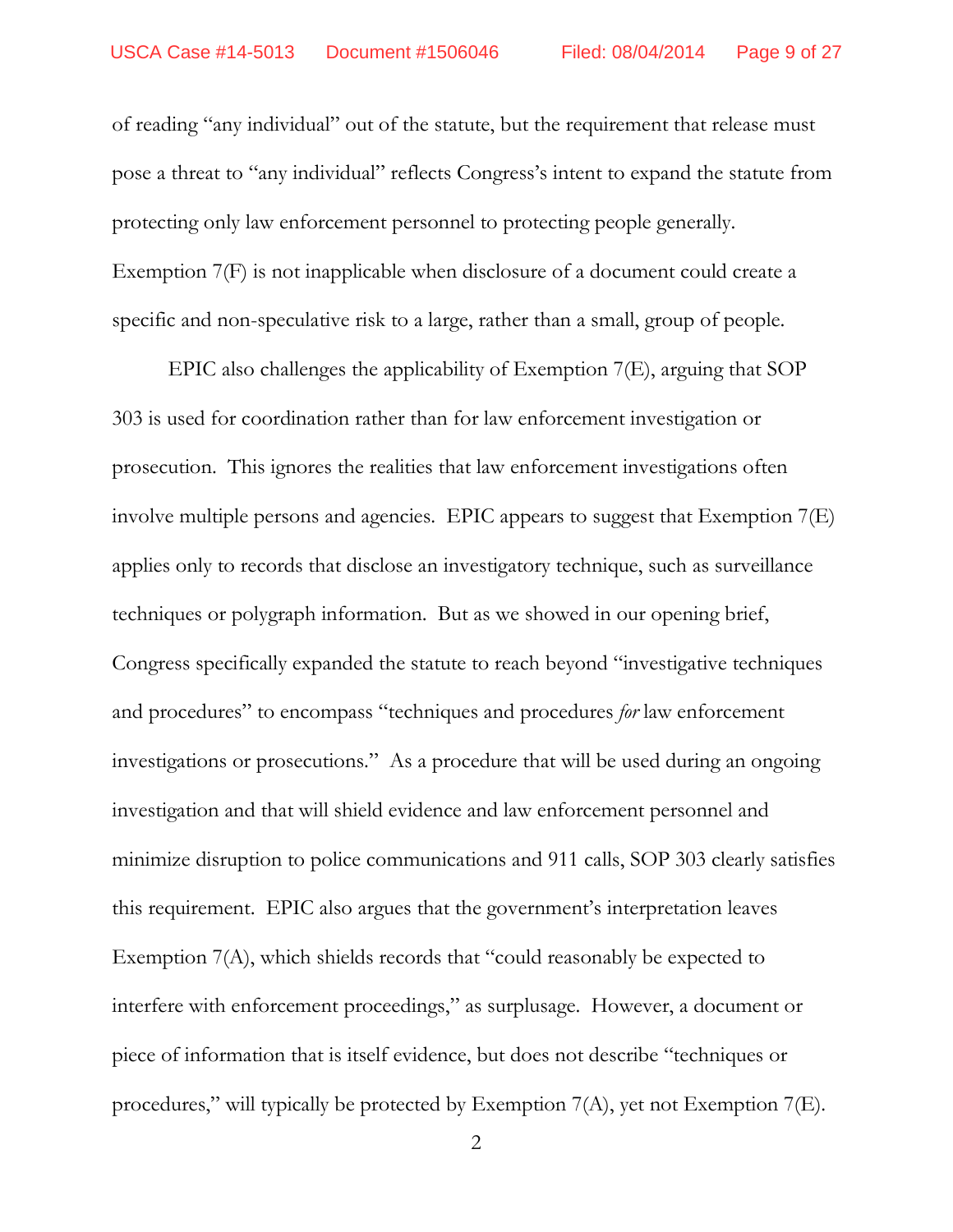of reading "any individual" out of the statute, but the requirement that release must pose a threat to "any individual" reflects Congress's intent to expand the statute from protecting only law enforcement personnel to protecting people generally. Exemption 7(F) is not inapplicable when disclosure of a document could create a specific and non-speculative risk to a large, rather than a small, group of people.

EPIC also challenges the applicability of Exemption 7(E), arguing that SOP 303 is used for coordination rather than for law enforcement investigation or prosecution. This ignores the realities that law enforcement investigations often involve multiple persons and agencies. EPIC appears to suggest that Exemption 7(E) applies only to records that disclose an investigatory technique, such as surveillance techniques or polygraph information. But as we showed in our opening brief, Congress specifically expanded the statute to reach beyond "investigative techniques and procedures" to encompass "techniques and procedures *for* law enforcement investigations or prosecutions." As a procedure that will be used during an ongoing investigation and that will shield evidence and law enforcement personnel and minimize disruption to police communications and 911 calls, SOP 303 clearly satisfies this requirement. EPIC also argues that the government's interpretation leaves Exemption 7(A), which shields records that "could reasonably be expected to interfere with enforcement proceedings," as surplusage. However, a document or piece of information that is itself evidence, but does not describe "techniques or procedures," will typically be protected by Exemption 7(A), yet not Exemption 7(E).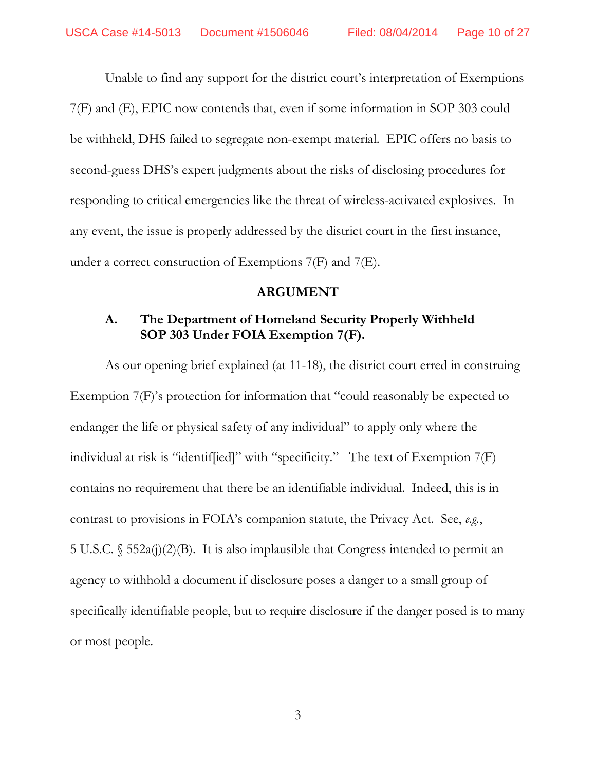Unable to find any support for the district court's interpretation of Exemptions 7(F) and (E), EPIC now contends that, even if some information in SOP 303 could be withheld, DHS failed to segregate non-exempt material. EPIC offers no basis to second-guess DHS's expert judgments about the risks of disclosing procedures for responding to critical emergencies like the threat of wireless-activated explosives. In any event, the issue is properly addressed by the district court in the first instance, under a correct construction of Exemptions 7(F) and 7(E).

## ARGUMENT

### A. The Department of Homeland Security Properly Withheld SOP 303 Under FOIA Exemption 7(F).

As our opening brief explained (at 11-18), the district court erred in construing Exemption 7(F)'s protection for information that "could reasonably be expected to endanger the life or physical safety of any individual" to apply only where the individual at risk is "identif[ied]" with "specificity." The text of Exemption 7(F) contains no requirement that there be an identifiable individual. Indeed, this is in contrast to provisions in FOIA's companion statute, the Privacy Act. See, *e.g.*, 5 U.S.C. § 552a(j)(2)(B). It is also implausible that Congress intended to permit an agency to withhold a document if disclosure poses a danger to a small group of specifically identifiable people, but to require disclosure if the danger posed is to many or most people.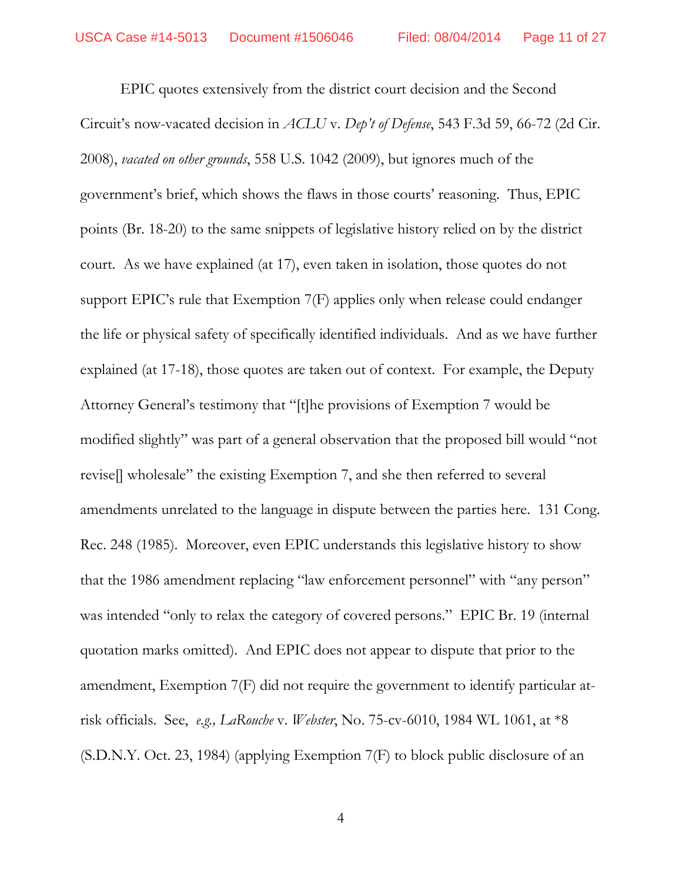EPIC quotes extensively from the district court decision and the Second Circuit's now-vacated decision in *ACLU* v. *Dep't of Defense*, 543 F.3d 59, 66-72 (2d Cir. 2008), *vacated on other grounds*, 558 U.S. 1042 (2009), but ignores much of the government's brief, which shows the flaws in those courts' reasoning. Thus, EPIC points (Br. 18-20) to the same snippets of legislative history relied on by the district court. As we have explained (at 17), even taken in isolation, those quotes do not support EPIC's rule that Exemption 7(F) applies only when release could endanger the life or physical safety of specifically identified individuals. And as we have further explained (at 17-18), those quotes are taken out of context. For example, the Deputy Attorney General's testimony that "[t]he provisions of Exemption 7 would be modified slightly" was part of a general observation that the proposed bill would "not revise[] wholesale" the existing Exemption 7, and she then referred to several amendments unrelated to the language in dispute between the parties here. 131 Cong. Rec. 248 (1985). Moreover, even EPIC understands this legislative history to show that the 1986 amendment replacing "law enforcement personnel" with "any person" was intended "only to relax the category of covered persons." EPIC Br. 19 (internal quotation marks omitted). And EPIC does not appear to dispute that prior to the amendment, Exemption 7(F) did not require the government to identify particular at-risk officials. See, *e.g.*, *LaRouche* v. *Webster*, No. 75-cv-6010, 1984 WL 1061, at *8 (S.D.N.Y. Oct. 23, 1984) (applying Exemption 7(F) to block public disclosure of an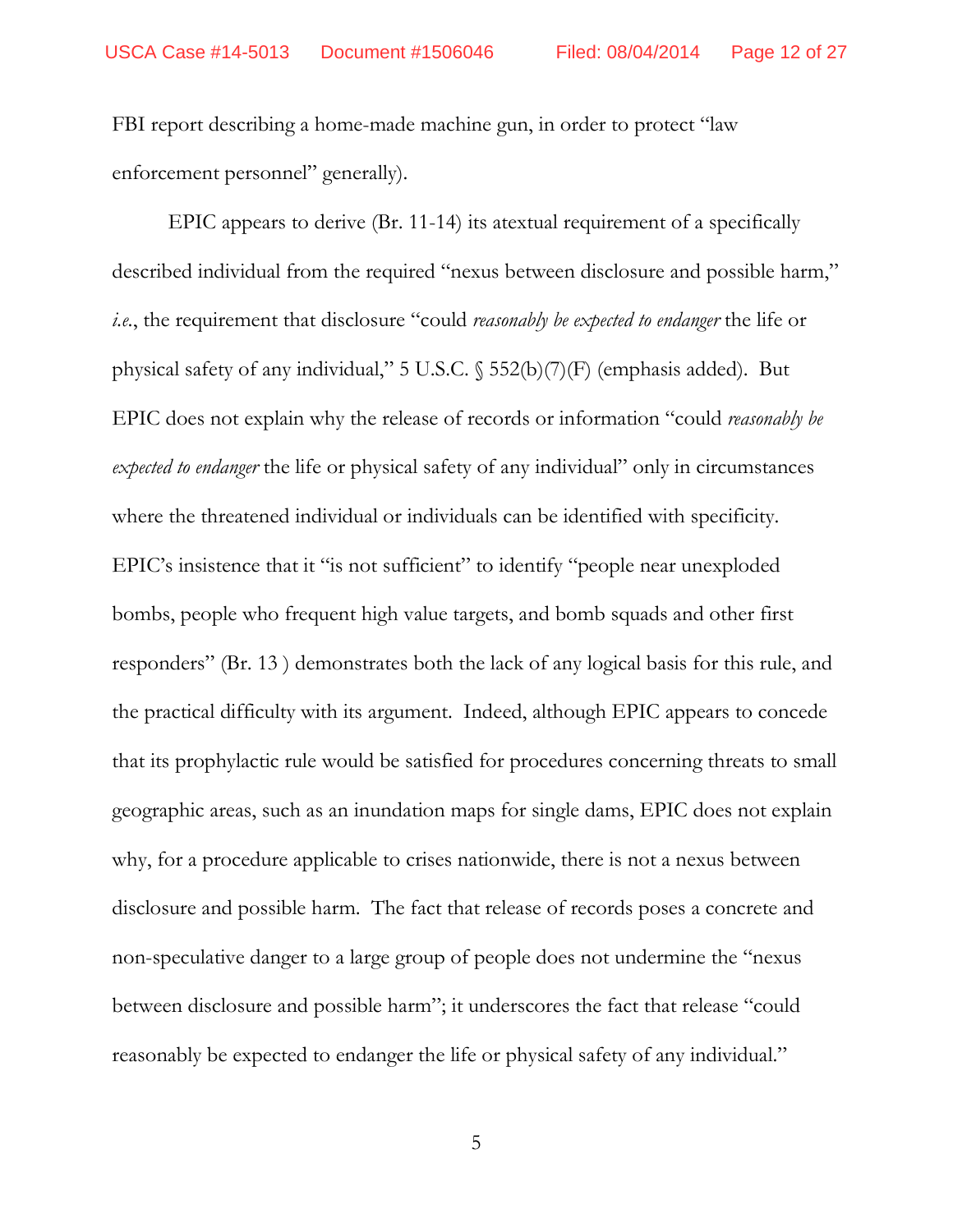FBI report describing a home-made machine gun, in order to protect "law enforcement personnel" generally).

EPIC appears to derive (Br. 11-14) its atextual requirement of a specifically described individual from the required "nexus between disclosure and possible harm," *i.e.*, the requirement that disclosure "could *reasonably be expected to endanger* the life or physical safety of any individual," 5 U.S.C. § 552(b)(7)(F) (emphasis added). But EPIC does not explain why the release of records or information "could *reasonably be expected to endanger* the life or physical safety of any individual" only in circumstances where the threatened individual or individuals can be identified with specificity. EPIC's insistence that it "is not sufficient" to identify "people near unexploded bombs, people who frequent high value targets, and bomb squads and other first responders" (Br. 13 ) demonstrates both the lack of any logical basis for this rule, and the practical difficulty with its argument. Indeed, although EPIC appears to concede that its prophylactic rule would be satisfied for procedures concerning threats to small geographic areas, such as an inundation maps for single dams, EPIC does not explain why, for a procedure applicable to crises nationwide, there is not a nexus between disclosure and possible harm. The fact that release of records poses a concrete and non-speculative danger to a large group of people does not undermine the "nexus between disclosure and possible harm"; it underscores the fact that release "could reasonably be expected to endanger the life or physical safety of any individual."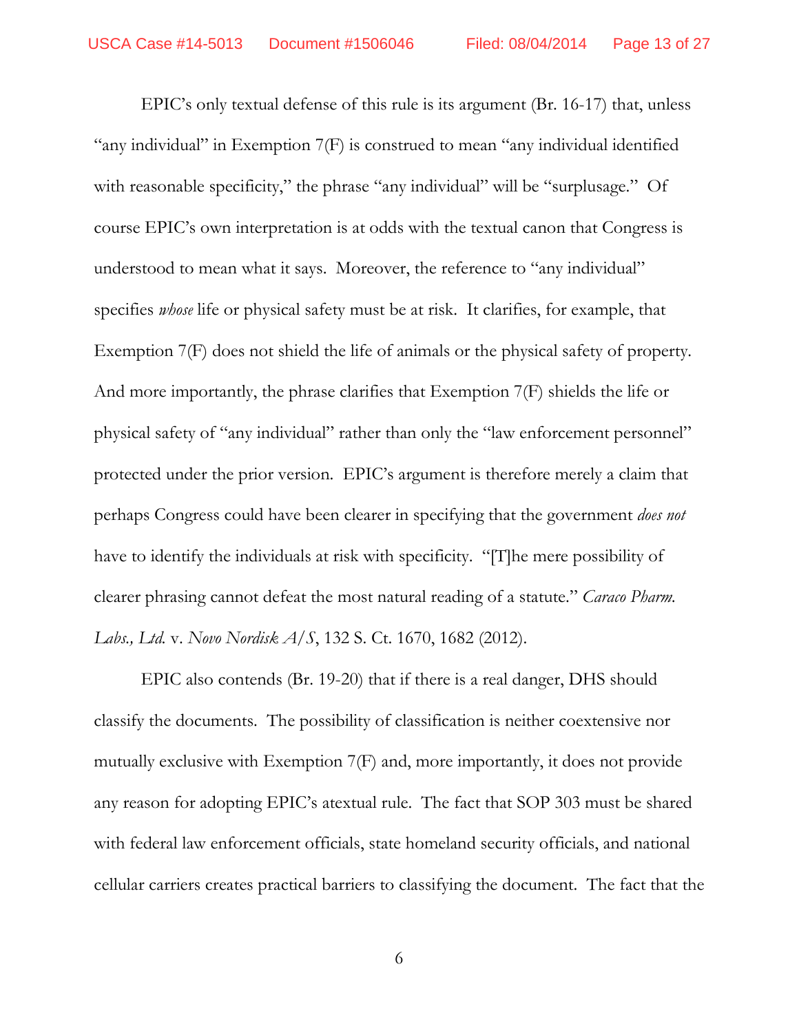EPIC's only textual defense of this rule is its argument (Br. 16-17) that, unless "any individual" in Exemption 7(F) is construed to mean "any individual identified with reasonable specificity," the phrase "any individual" will be "surplusage." Of course EPIC's own interpretation is at odds with the textual canon that Congress is understood to mean what it says. Moreover, the reference to "any individual" specifies *whose* life or physical safety must be at risk. It clarifies, for example, that Exemption 7(F) does not shield the life of animals or the physical safety of property. And more importantly, the phrase clarifies that Exemption 7(F) shields the life or physical safety of "any individual" rather than only the "law enforcement personnel" protected under the prior version. EPIC's argument is therefore merely a claim that perhaps Congress could have been clearer in specifying that the government *does not* have to identify the individuals at risk with specificity. "[T]he mere possibility of clearer phrasing cannot defeat the most natural reading of a statute." *Caraco Pharm. Labs., Ltd.* v. *Novo Nordisk A/S*, 132 S. Ct. 1670, 1682 (2012).

EPIC also contends (Br. 19-20) that if there is a real danger, DHS should classify the documents. The possibility of classification is neither coextensive nor mutually exclusive with Exemption 7(F) and, more importantly, it does not provide any reason for adopting EPIC's atextual rule. The fact that SOP 303 must be shared with federal law enforcement officials, state homeland security officials, and national cellular carriers creates practical barriers to classifying the document. The fact that the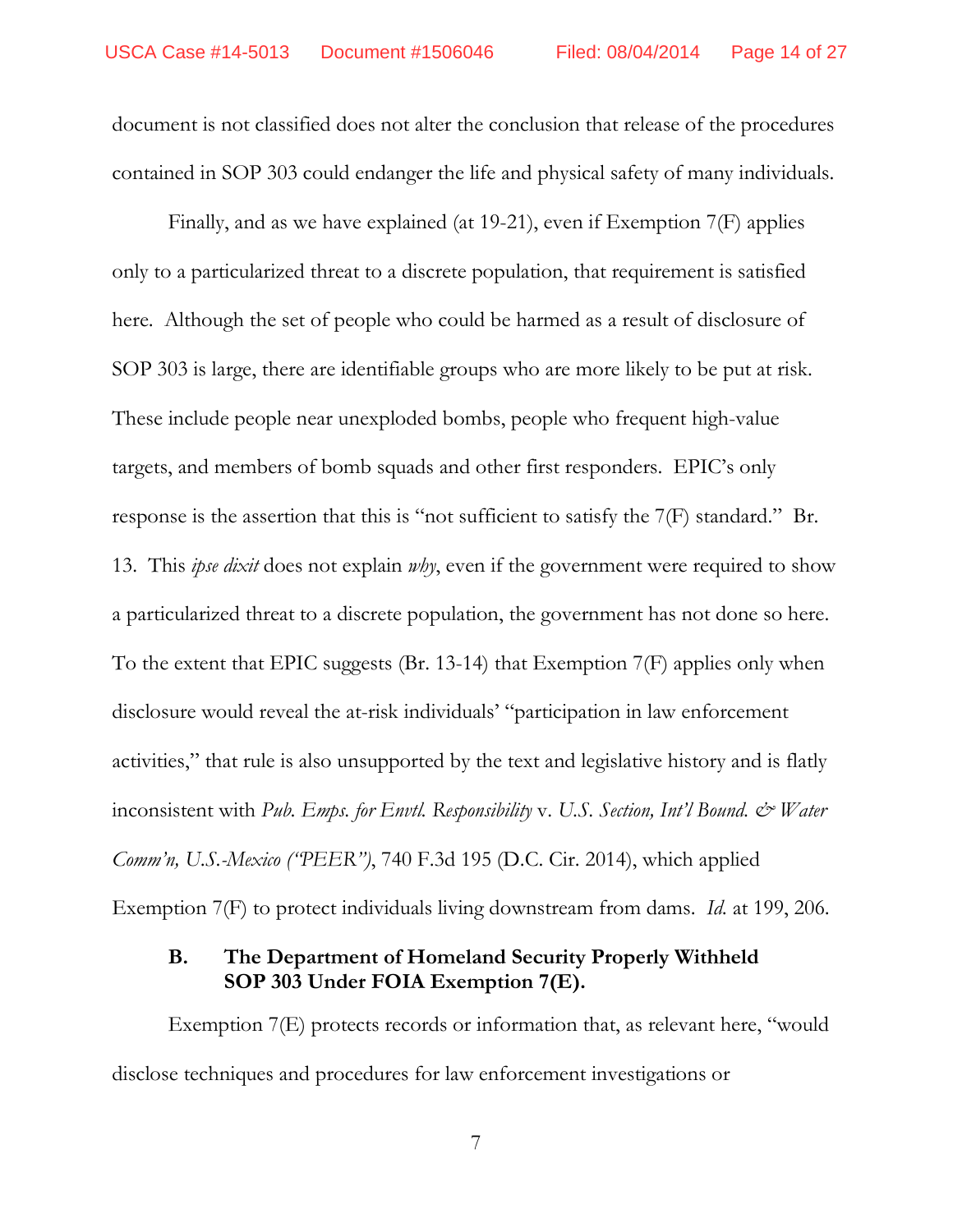document is not classified does not alter the conclusion that release of the procedures contained in SOP 303 could endanger the life and physical safety of many individuals.

Finally, and as we have explained (at 19-21), even if Exemption 7(F) applies only to a particularized threat to a discrete population, that requirement is satisfied here. Although the set of people who could be harmed as a result of disclosure of SOP 303 is large, there are identifiable groups who are more likely to be put at risk. These include people near unexploded bombs, people who frequent high-value targets, and members of bomb squads and other first responders. EPIC's only response is the assertion that this is "not sufficient to satisfy the 7(F) standard." Br. 13. This *ipse dixit* does not explain *why*, even if the government were required to show a particularized threat to a discrete population, the government has not done so here. To the extent that EPIC suggests (Br. 13-14) that Exemption 7(F) applies only when disclosure would reveal the at-risk individuals' "participation in law enforcement activities," that rule is also unsupported by the text and legislative history and is flatly inconsistent with *Pub. Emps. for Envtl. Responsibility* v. *U.S. Section, Int'l Bound. & Water Comm'n, U.S.-Mexico ("PEER")*, 740 F.3d 195 (D.C. Cir. 2014), which applied Exemption 7(F) to protect individuals living downstream from dams. *Id.* at 199, 206.

### B. The Department of Homeland Security Properly Withheld SOP 303 Under FOIA Exemption 7(E).

Exemption 7(E) protects records or information that, as relevant here, "would disclose techniques and procedures for law enforcement investigations or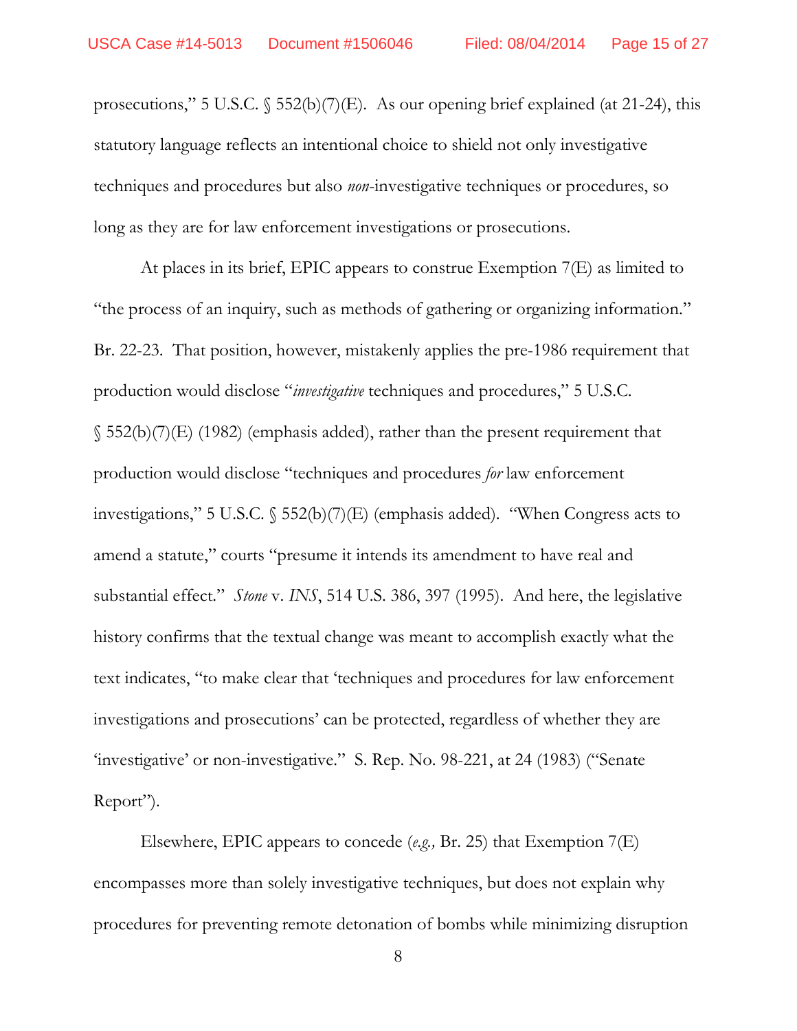prosecutions," 5 U.S.C. § 552(b)(7)(E). As our opening brief explained (at 21-24), this statutory language reflects an intentional choice to shield not only investigative techniques and procedures but also *non*-investigative techniques or procedures, so long as they are for law enforcement investigations or prosecutions.

At places in its brief, EPIC appears to construe Exemption 7(E) as limited to "the process of an inquiry, such as methods of gathering or organizing information." Br. 22-23. That position, however, mistakenly applies the pre-1986 requirement that production would disclose "*investigative* techniques and procedures," 5 U.S.C. § 552(b)(7)(E) (1982) (emphasis added), rather than the present requirement that production would disclose "techniques and procedures *for* law enforcement investigations," 5 U.S.C. § 552(b)(7)(E) (emphasis added). "When Congress acts to amend a statute," courts "presume it intends its amendment to have real and substantial effect." *Stone* v. *INS*, 514 U.S. 386, 397 (1995). And here, the legislative history confirms that the textual change was meant to accomplish exactly what the text indicates, "to make clear that 'techniques and procedures for law enforcement investigations and prosecutions' can be protected, regardless of whether they are 'investigative' or non-investigative." S. Rep. No. 98-221, at 24 (1983) ("Senate Report").

Elsewhere, EPIC appears to concede (*e.g.,* Br. 25) that Exemption 7(E) encompasses more than solely investigative techniques, but does not explain why procedures for preventing remote detonation of bombs while minimizing disruption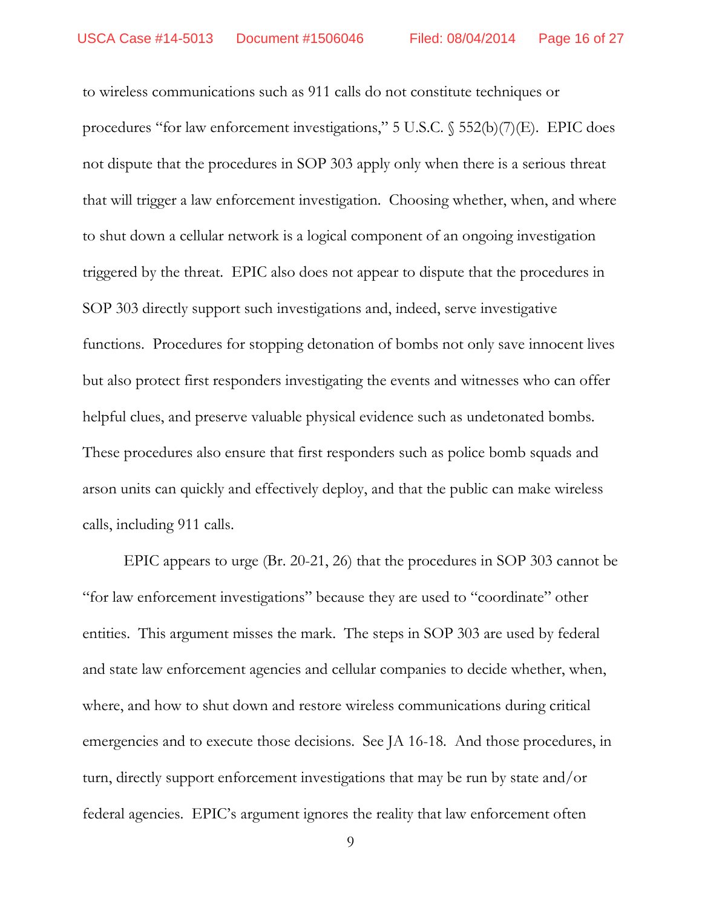to wireless communications such as 911 calls do not constitute techniques or procedures "for law enforcement investigations," 5 U.S.C. § 552(b)(7)(E). EPIC does not dispute that the procedures in SOP 303 apply only when there is a serious threat that will trigger a law enforcement investigation. Choosing whether, when, and where to shut down a cellular network is a logical component of an ongoing investigation triggered by the threat. EPIC also does not appear to dispute that the procedures in SOP 303 directly support such investigations and, indeed, serve investigative functions. Procedures for stopping detonation of bombs not only save innocent lives but also protect first responders investigating the events and witnesses who can offer helpful clues, and preserve valuable physical evidence such as undetonated bombs. These procedures also ensure that first responders such as police bomb squads and arson units can quickly and effectively deploy, and that the public can make wireless calls, including 911 calls.

EPIC appears to urge (Br. 20-21, 26) that the procedures in SOP 303 cannot be "for law enforcement investigations" because they are used to "coordinate" other entities. This argument misses the mark. The steps in SOP 303 are used by federal and state law enforcement agencies and cellular companies to decide whether, when, where, and how to shut down and restore wireless communications during critical emergencies and to execute those decisions. See JA 16-18. And those procedures, in turn, directly support enforcement investigations that may be run by state and/or federal agencies. EPIC's argument ignores the reality that law enforcement often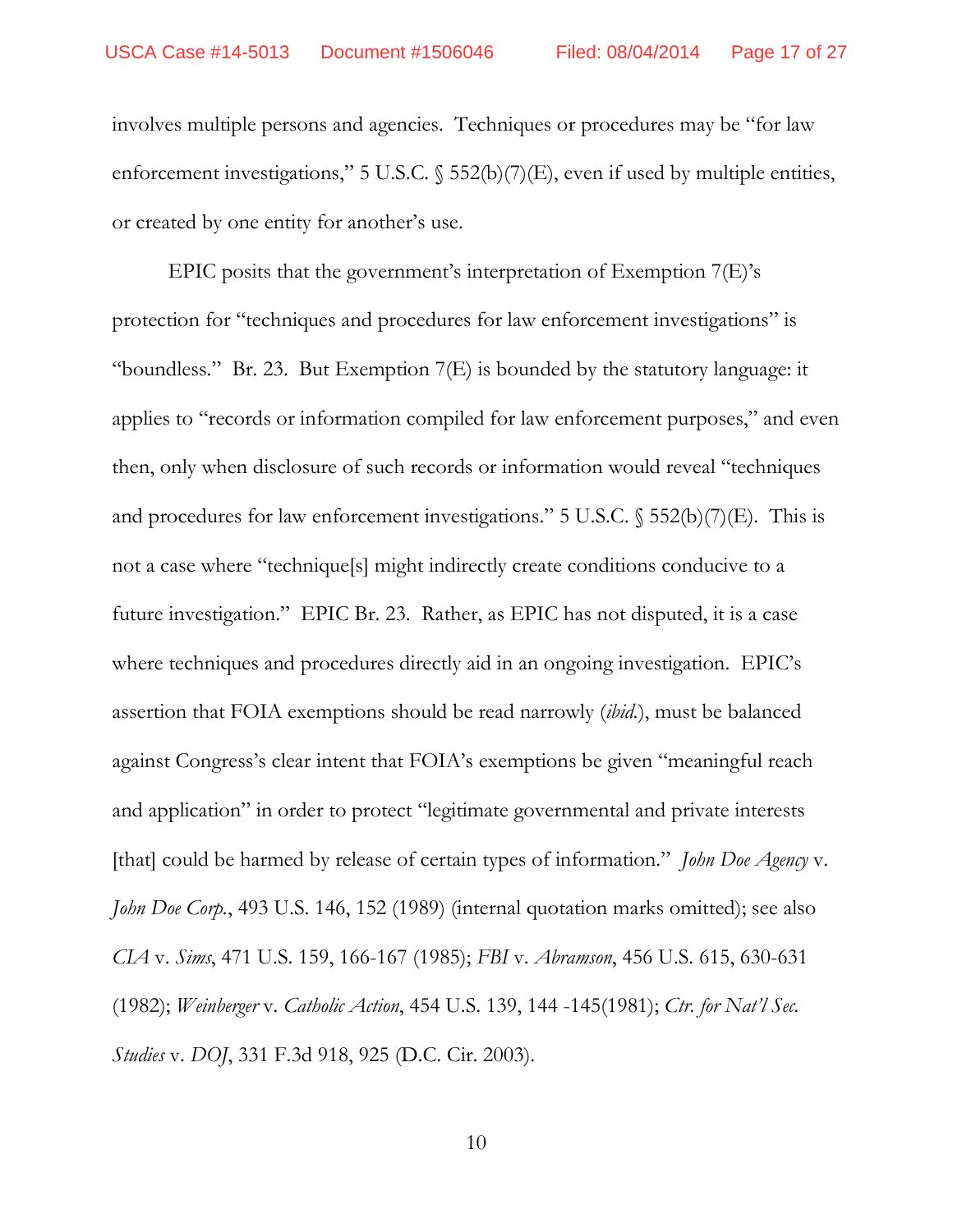involves multiple persons and agencies. Techniques or procedures may be "for law enforcement investigations," 5 U.S.C. § 552(b)(7)(E), even if used by multiple entities, or created by one entity for another's use.

EPIC posits that the government's interpretation of Exemption 7(E)'s protection for "techniques and procedures for law enforcement investigations" is "boundless." Br. 23. But Exemption 7(E) is bounded by the statutory language: it applies to "records or information compiled for law enforcement purposes," and even then, only when disclosure of such records or information would reveal "techniques and procedures for law enforcement investigations." 5 U.S.C. § 552(b)(7)(E). This is not a case where "technique[s] might indirectly create conditions conducive to a future investigation." EPIC Br. 23. Rather, as EPIC has not disputed, it is a case where techniques and procedures directly aid in an ongoing investigation. EPIC's assertion that FOIA exemptions should be read narrowly (*ibid.*), must be balanced against Congress's clear intent that FOIA's exemptions be given "meaningful reach and application" in order to protect "legitimate governmental and private interests [that] could be harmed by release of certain types of information." *John Doe Agency* v. *John Doe Corp.*, 493 U.S. 146, 152 (1989) (internal quotation marks omitted); see also *CIA* v. *Sims*, 471 U.S. 159, 166-167 (1985); *FBI* v. *Abramson*, 456 U.S. 615, 630-631 (1982); *Weinberger* v. *Catholic Action*, 454 U.S. 139, 144 -145(1981); *Ctr. for Nat'l Sec. Studies* v. *DOJ*, 331 F.3d 918, 925 (D.C. Cir. 2003).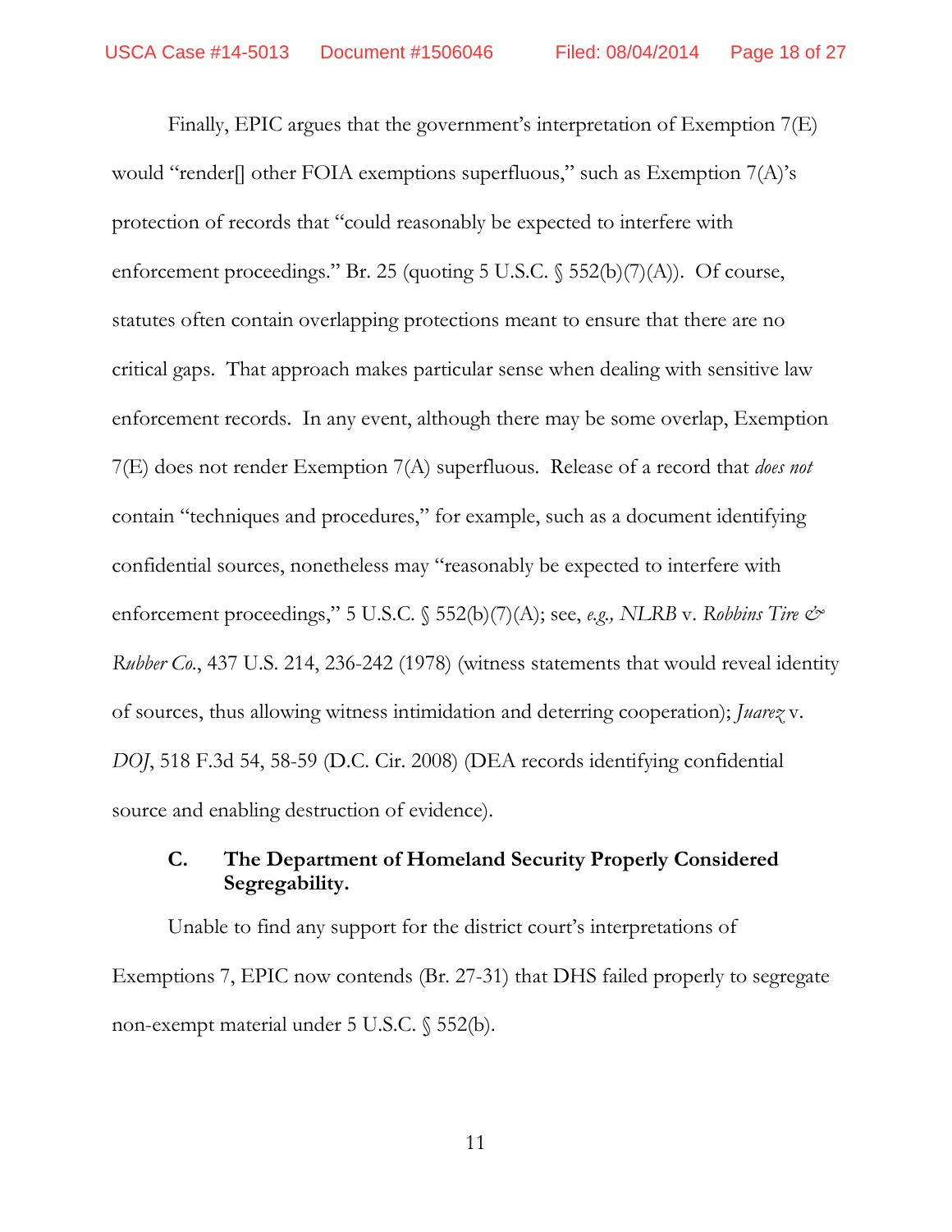Finally, EPIC argues that the government's interpretation of Exemption 7(E) would "render[] other FOIA exemptions superfluous," such as Exemption 7(A)'s protection of records that "could reasonably be expected to interfere with enforcement proceedings." Br. 25 (quoting 5 U.S.C. § 552(b)(7)(A)). Of course, statutes often contain overlapping protections meant to ensure that there are no critical gaps. That approach makes particular sense when dealing with sensitive law enforcement records. In any event, although there may be some overlap, Exemption 7(E) does not render Exemption 7(A) superfluous. Release of a record that *does not* contain "techniques and procedures," for example, such as a document identifying confidential sources, nonetheless may "reasonably be expected to interfere with enforcement proceedings," 5 U.S.C. § 552(b)(7)(A); see, *e.g., NLRB* v. *Robbins Tire & Rubber Co.*, 437 U.S. 214, 236-242 (1978) (witness statements that would reveal identity of sources, thus allowing witness intimidation and deterring cooperation); *Juarez* v. *DOJ*, 518 F.3d 54, 58-59 (D.C. Cir. 2008) (DEA records identifying confidential source and enabling destruction of evidence).

### C. The Department of Homeland Security Properly Considered Segregability.

Unable to find any support for the district court's interpretations of Exemptions 7, EPIC now contends (Br. 27-31) that DHS failed properly to segregate non-exempt material under 5 U.S.C. § 552(b).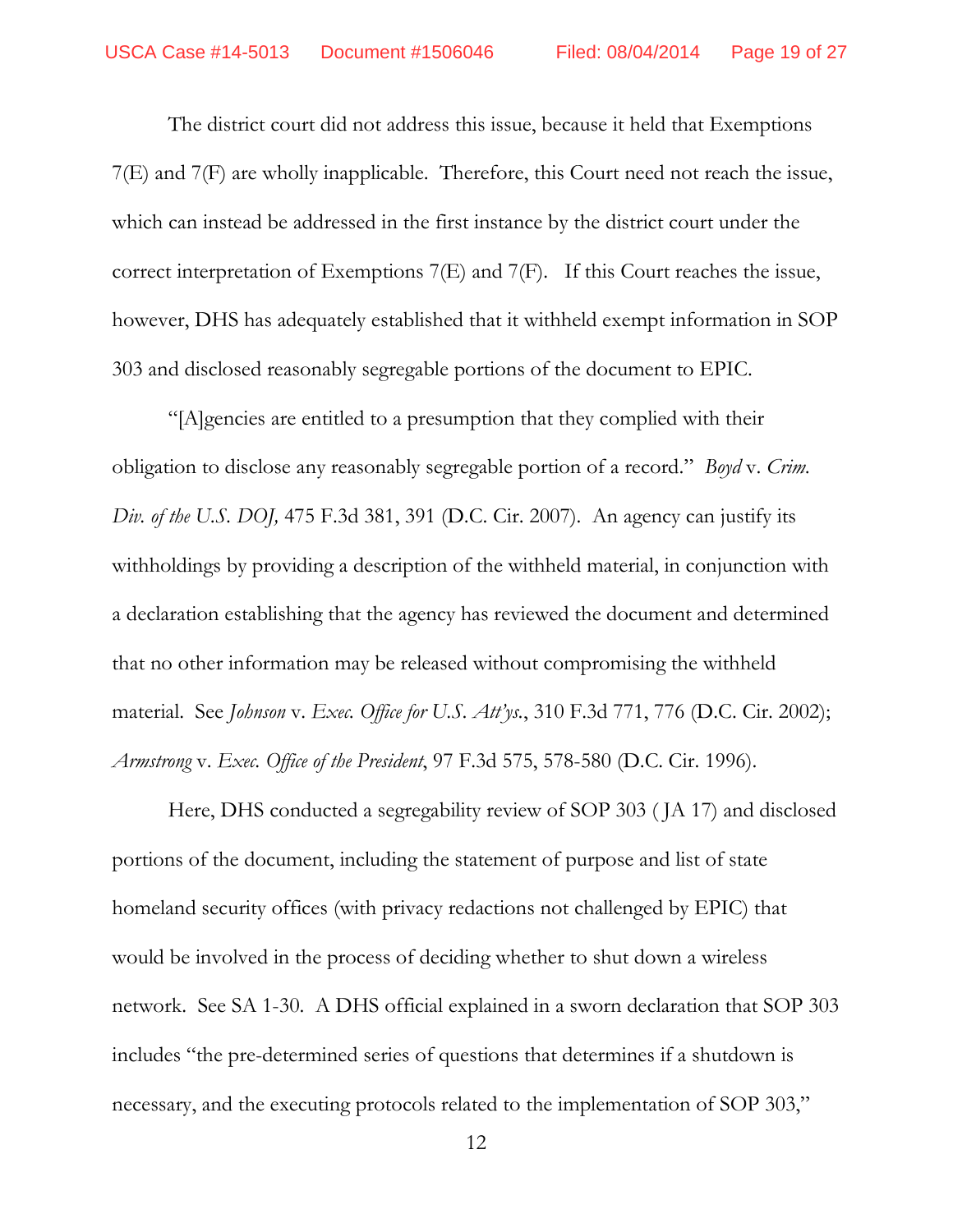The district court did not address this issue, because it held that Exemptions 7(E) and 7(F) are wholly inapplicable. Therefore, this Court need not reach the issue, which can instead be addressed in the first instance by the district court under the correct interpretation of Exemptions 7(E) and 7(F). If this Court reaches the issue, however, DHS has adequately established that it withheld exempt information in SOP 303 and disclosed reasonably segregable portions of the document to EPIC.

"[A]gencies are entitled to a presumption that they complied with their obligation to disclose any reasonably segregable portion of a record." *Boyd* v. *Crim. Div. of the U.S. DOJ,* 475 F.3d 381, 391 (D.C. Cir. 2007). An agency can justify its withholdings by providing a description of the withheld material, in conjunction with a declaration establishing that the agency has reviewed the document and determined that no other information may be released without compromising the withheld material. See *Johnson* v. *Exec. Office for U.S. Att'ys.*, 310 F.3d 771, 776 (D.C. Cir. 2002); *Armstrong* v. *Exec. Office of the President*, 97 F.3d 575, 578-580 (D.C. Cir. 1996).

Here, DHS conducted a segregability review of SOP 303 ( JA 17) and disclosed portions of the document, including the statement of purpose and list of state homeland security offices (with privacy redactions not challenged by EPIC) that would be involved in the process of deciding whether to shut down a wireless network. See SA 1-30. A DHS official explained in a sworn declaration that SOP 303 includes "the pre-determined series of questions that determines if a shutdown is necessary, and the executing protocols related to the implementation of SOP 303,"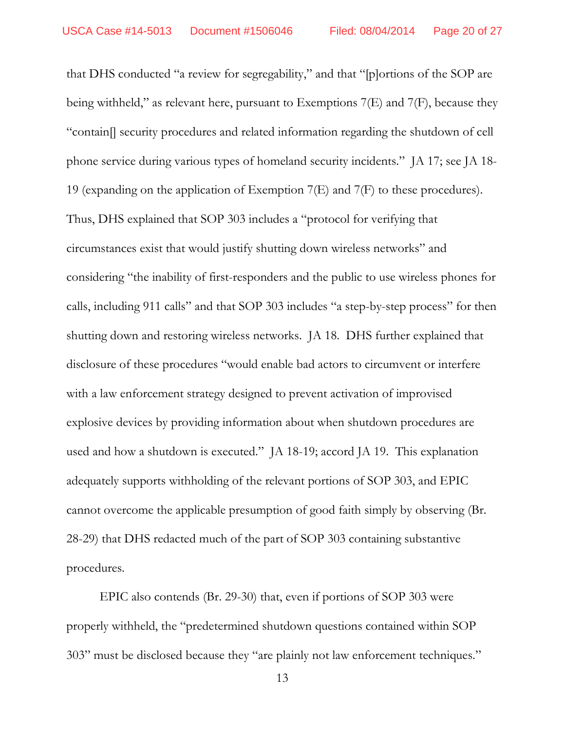that DHS conducted "a review for segregability," and that "[p]ortions of the SOP are being withheld," as relevant here, pursuant to Exemptions 7(E) and 7(F), because they "contain[] security procedures and related information regarding the shutdown of cell phone service during various types of homeland security incidents." JA 17; see JA 18-19 (expanding on the application of Exemption 7(E) and 7(F) to these procedures). Thus, DHS explained that SOP 303 includes a "protocol for verifying that circumstances exist that would justify shutting down wireless networks" and considering "the inability of first-responders and the public to use wireless phones for calls, including 911 calls" and that SOP 303 includes "a step-by-step process" for then shutting down and restoring wireless networks. JA 18. DHS further explained that disclosure of these procedures "would enable bad actors to circumvent or interfere with a law enforcement strategy designed to prevent activation of improvised explosive devices by providing information about when shutdown procedures are used and how a shutdown is executed." JA 18-19; accord JA 19. This explanation adequately supports withholding of the relevant portions of SOP 303, and EPIC cannot overcome the applicable presumption of good faith simply by observing (Br. 28-29) that DHS redacted much of the part of SOP 303 containing substantive procedures.

EPIC also contends (Br. 29-30) that, even if portions of SOP 303 were properly withheld, the "predetermined shutdown questions contained within SOP 303" must be disclosed because they "are plainly not law enforcement techniques."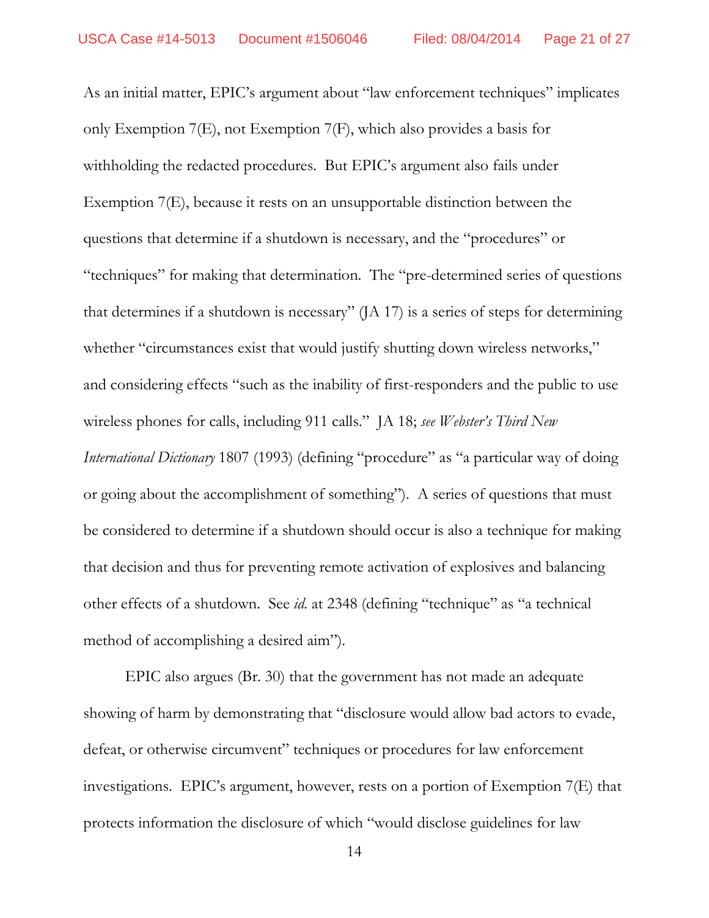As an initial matter, EPIC's argument about "law enforcement techniques" implicates only Exemption 7(E), not Exemption 7(F), which also provides a basis for withholding the redacted procedures. But EPIC's argument also fails under Exemption 7(E), because it rests on an unsupportable distinction between the questions that determine if a shutdown is necessary, and the "procedures" or "techniques" for making that determination. The "pre-determined series of questions that determines if a shutdown is necessary" (JA 17) is a series of steps for determining whether "circumstances exist that would justify shutting down wireless networks," and considering effects "such as the inability of first-responders and the public to use wireless phones for calls, including 911 calls." JA 18; *see Webster's Third New International Dictionary* 1807 (1993) (defining "procedure" as "a particular way of doing or going about the accomplishment of something"). A series of questions that must be considered to determine if a shutdown should occur is also a technique for making that decision and thus for preventing remote activation of explosives and balancing other effects of a shutdown. See *id.* at 2348 (defining "technique" as "a technical method of accomplishing a desired aim").

EPIC also argues (Br. 30) that the government has not made an adequate showing of harm by demonstrating that "disclosure would allow bad actors to evade, defeat, or otherwise circumvent" techniques or procedures for law enforcement investigations. EPIC's argument, however, rests on a portion of Exemption 7(E) that protects information the disclosure of which "would disclose guidelines for law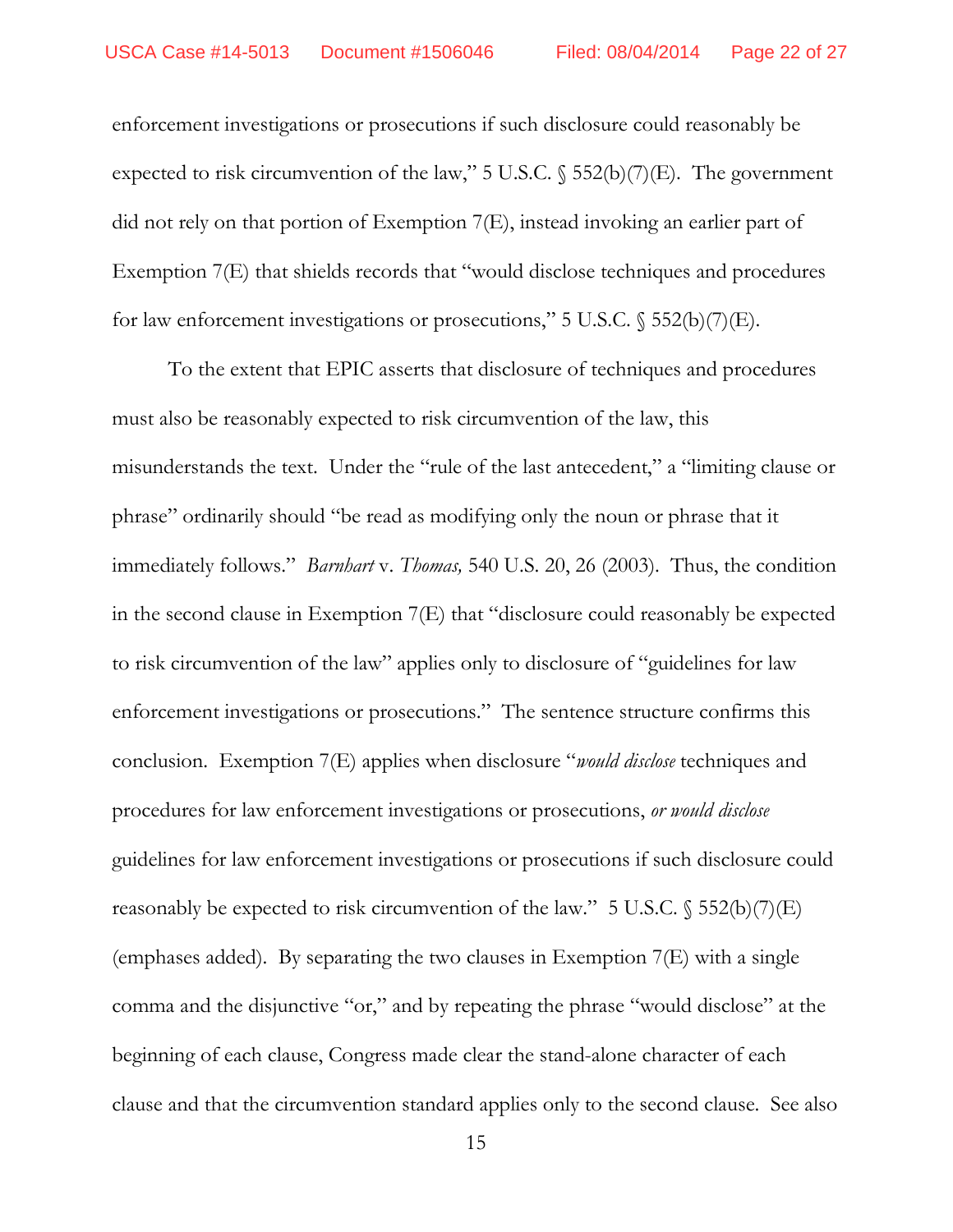enforcement investigations or prosecutions if such disclosure could reasonably be expected to risk circumvention of the law," 5 U.S.C. § 552(b)(7)(E). The government did not rely on that portion of Exemption 7(E), instead invoking an earlier part of Exemption 7(E) that shields records that "would disclose techniques and procedures for law enforcement investigations or prosecutions," 5 U.S.C. § 552(b)(7)(E).

To the extent that EPIC asserts that disclosure of techniques and procedures must also be reasonably expected to risk circumvention of the law, this misunderstands the text. Under the "rule of the last antecedent," a "limiting clause or phrase" ordinarily should "be read as modifying only the noun or phrase that it immediately follows." *Barnhart* v. *Thomas,* 540 U.S. 20, 26 (2003). Thus, the condition in the second clause in Exemption 7(E) that "disclosure could reasonably be expected to risk circumvention of the law" applies only to disclosure of "guidelines for law enforcement investigations or prosecutions." The sentence structure confirms this conclusion. Exemption 7(E) applies when disclosure "*would disclose* techniques and procedures for law enforcement investigations or prosecutions, *or would disclose* guidelines for law enforcement investigations or prosecutions if such disclosure could reasonably be expected to risk circumvention of the law." 5 U.S.C. § 552(b)(7)(E) (emphases added). By separating the two clauses in Exemption 7(E) with a single comma and the disjunctive "or," and by repeating the phrase "would disclose" at the beginning of each clause, Congress made clear the stand-alone character of each clause and that the circumvention standard applies only to the second clause. See also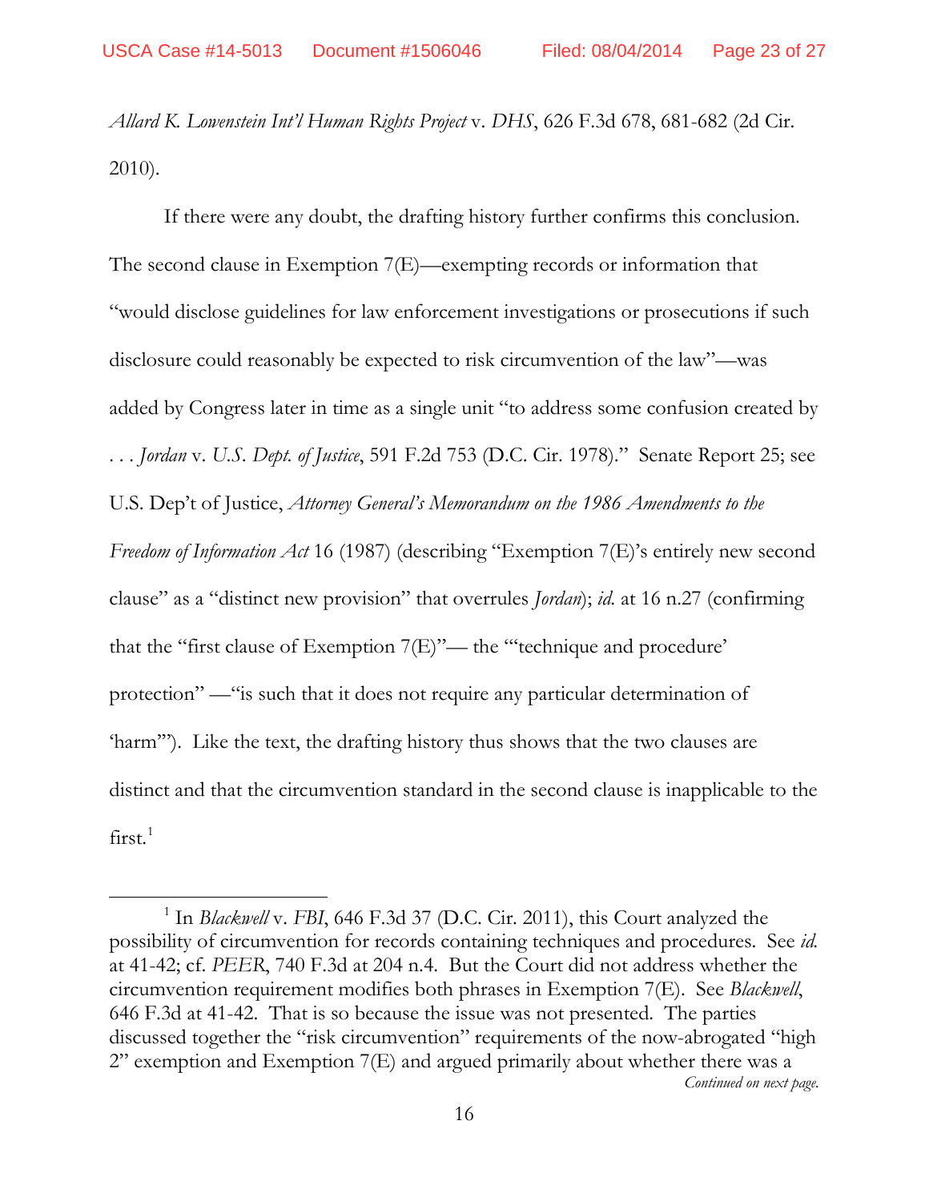*Allard K. Lowenstein Int'l Human Rights Project* v. *DHS*, 626 F.3d 678, 681-682 (2d Cir. 2010).

If there were any doubt, the drafting history further confirms this conclusion. The second clause in Exemption 7(E)—exempting records or information that "would disclose guidelines for law enforcement investigations or prosecutions if such disclosure could reasonably be expected to risk circumvention of the law"—was added by Congress later in time as a single unit "to address some confusion created by . . . *Jordan* v. *U.S. Dept. of Justice*, 591 F.2d 753 (D.C. Cir. 1978)." Senate Report 25; see U.S. Dep't of Justice, *Attorney General's Memorandum on the 1986 Amendments to the Freedom of Information Act* 16 (1987) (describing "Exemption 7(E)'s entirely new second clause" as a "distinct new provision" that overrules *Jordan*); *id.* at 16 n.27 (confirming that the "first clause of Exemption 7(E)"— the "'technique and procedure' protection" —"is such that it does not require any particular determination of 'harm'"). Like the text, the drafting history thus shows that the two clauses are distinct and that the circumvention standard in the second clause is inapplicable to the first.[1]

---

[1] In *Blackwell* v. *FBI*, 646 F.3d 37 (D.C. Cir. 2011), this Court analyzed the possibility of circumvention for records containing techniques and procedures. See *id.* at 41-42; cf. *PEER*, 740 F.3d at 204 n.4. But the Court did not address whether the circumvention requirement modifies both phrases in Exemption 7(E). See *Blackwell*, 646 F.3d at 41-42. That is so because the issue was not presented. The parties discussed together the "risk circumvention" requirements of the now-abrogated "high 2" exemption and Exemption 7(E) and argued primarily about whether there was a

*Continued on next page.*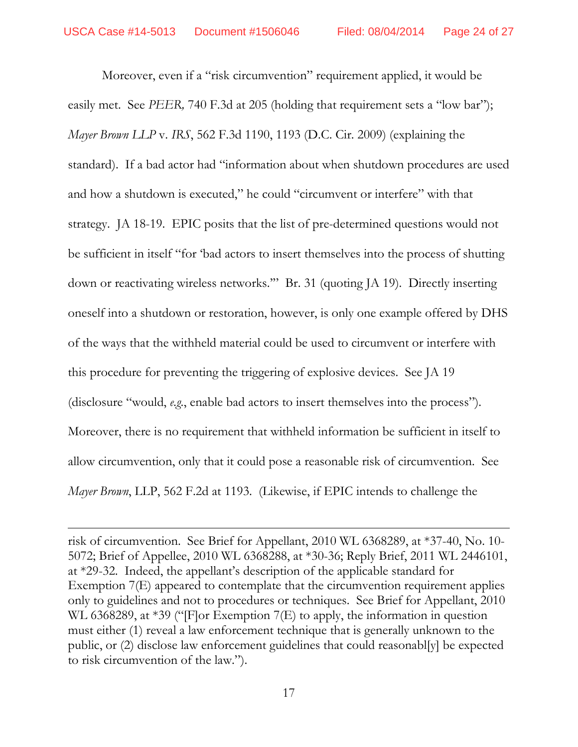Moreover, even if a "risk circumvention" requirement applied, it would be easily met. See *PEER,* 740 F.3d at 205 (holding that requirement sets a "low bar"); *Mayer Brown LLP* v. *IRS*, 562 F.3d 1190, 1193 (D.C. Cir. 2009) (explaining the standard). If a bad actor had "information about when shutdown procedures are used and how a shutdown is executed," he could "circumvent or interfere" with that strategy. JA 18-19. EPIC posits that the list of pre-determined questions would not be sufficient in itself "for 'bad actors to insert themselves into the process of shutting down or reactivating wireless networks.'" Br. 31 (quoting JA 19). Directly inserting oneself into a shutdown or restoration, however, is only one example offered by DHS of the ways that the withheld material could be used to circumvent or interfere with this procedure for preventing the triggering of explosive devices. See JA 19 (disclosure "would, *e.g.*, enable bad actors to insert themselves into the process"). Moreover, there is no requirement that withheld information be sufficient in itself to allow circumvention, only that it could pose a reasonable risk of circumvention. See *Mayer Brown*, LLP, 562 F.2d at 1193. (Likewise, if EPIC intends to challenge the

---

risk of circumvention. See Brief for Appellant, 2010 WL 6368289, at *37-40, No. 10-5072; Brief of Appellee, 2010 WL 6368288, at *30-36; Reply Brief, 2011 WL 2446101, at *29-32. Indeed, the appellant's description of the applicable standard for Exemption 7(E) appeared to contemplate that the circumvention requirement applies only to guidelines and not to procedures or techniques. See Brief for Appellant, 2010 WL 6368289, at *39 ("[F]or Exemption 7(E) to apply, the information in question must either (1) reveal a law enforcement technique that is generally unknown to the public, or (2) disclose law enforcement guidelines that could reasonabl[y] be expected to risk circumvention of the law.").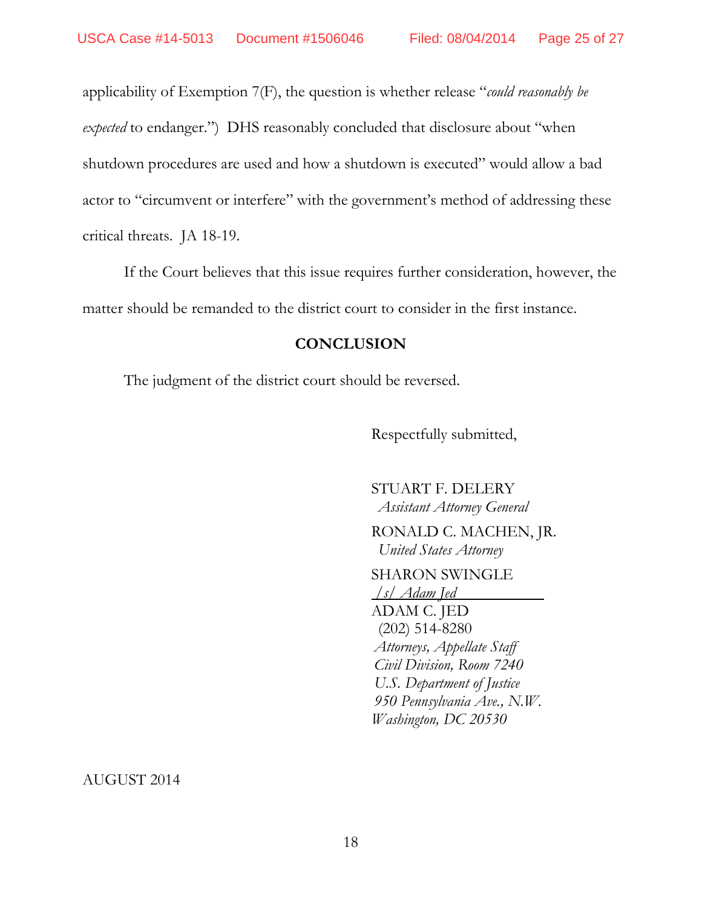applicability of Exemption 7(F), the question is whether release "*could reasonably be expected* to endanger.") DHS reasonably concluded that disclosure about "when shutdown procedures are used and how a shutdown is executed" would allow a bad actor to "circumvent or interfere" with the government's method of addressing these critical threats. JA 18-19.

If the Court believes that this issue requires further consideration, however, the matter should be remanded to the district court to consider in the first instance.

## CONCLUSION

The judgment of the district court should be reversed.

Respectfully submitted,

STUART F. DELERY
*Assistant Attorney General*

RONALD C. MACHEN, JR.
*United States Attorney*

SHARON SWINGLE
*/s/ Adam Jed*
ADAM C. JED
(202) 514-8280
*Attorneys, Appellate Staff*
*Civil Division, Room 7240*
*U.S. Department of Justice*
*950 Pennsylvania Ave., N.W.*
*Washington, DC 20530*

AUGUST 2014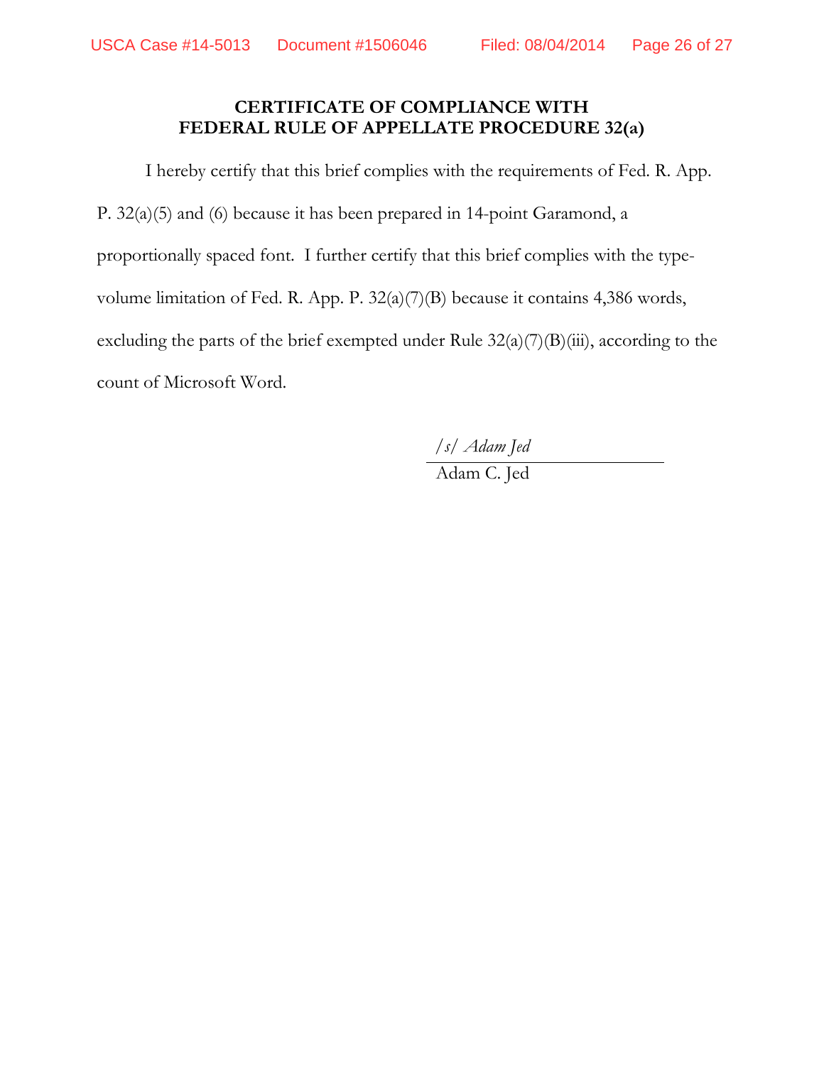## CERTIFICATE OF COMPLIANCE WITH FEDERAL RULE OF APPELLATE PROCEDURE 32(a)

I hereby certify that this brief complies with the requirements of Fed. R. App. P. 32(a)(5) and (6) because it has been prepared in 14-point Garamond, a proportionally spaced font. I further certify that this brief complies with the type-volume limitation of Fed. R. App. P. 32(a)(7)(B) because it contains 4,386 words, excluding the parts of the brief exempted under Rule 32(a)(7)(B)(iii), according to the count of Microsoft Word.

*/s/ Adam Jed*
Adam C. Jed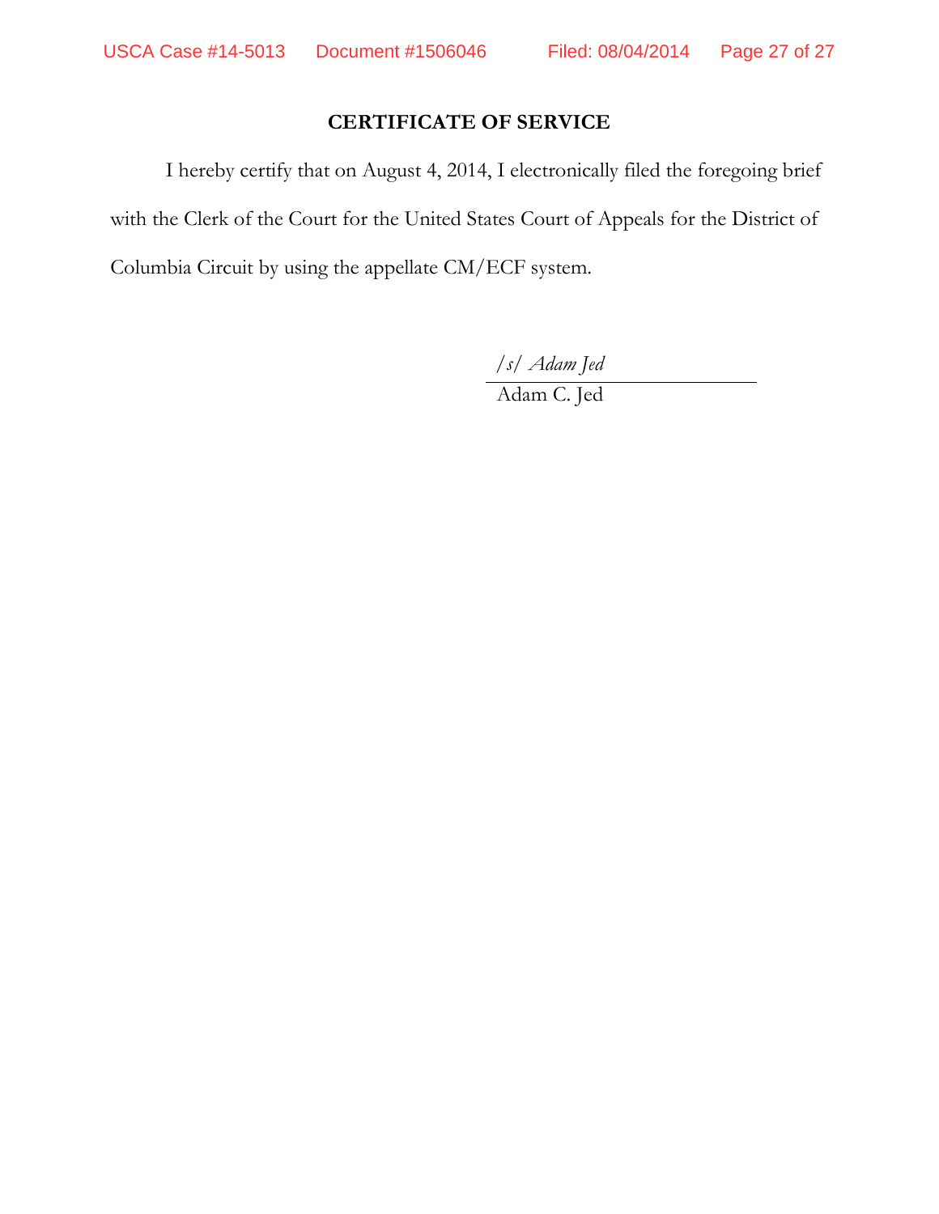## CERTIFICATE OF SERVICE

I hereby certify that on August 4, 2014, I electronically filed the foregoing brief with the Clerk of the Court for the United States Court of Appeals for the District of Columbia Circuit by using the appellate CM/ECF system.

*/s/ Adam Jed*
Adam C. Jed